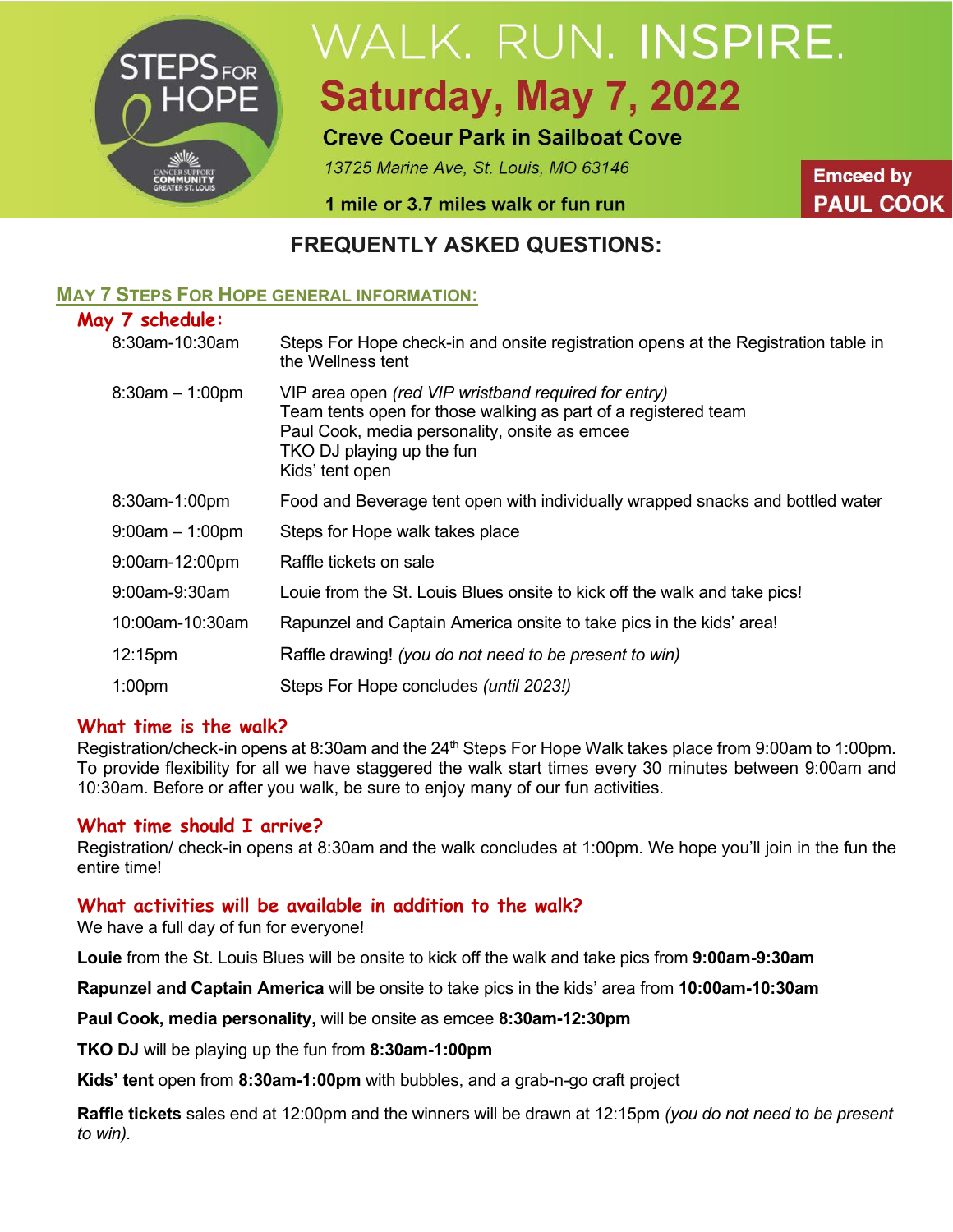STEPS FOR HOPE

CANCER SUPPORT COMMUNITY GREATER ST. LOUIS

# WALK. RUN. INSPIRE.

## Saturday, May 7, 2022

**Creve Coeur Park in Sailboat Cove**

*13725 Marine Ave, St. Louis, MO 63146*

**1 mile or 3.7 miles walk or fun run**

**Emceed by PAUL COOK**

## FREQUENTLY ASKED QUESTIONS:

### MAY 7 STEPS FOR HOPE GENERAL INFORMATION:

**May 7 schedule:**

| | |
|---|---|
| 8:30am-10:30am | Steps For Hope check-in and onsite registration opens at the Registration table in the Wellness tent |
| 8:30am – 1:00pm | VIP area open *(red VIP wristband required for entry)*<br>Team tents open for those walking as part of a registered team<br>Paul Cook, media personality, onsite as emcee<br>TKO DJ playing up the fun<br>Kids' tent open |
| 8:30am-1:00pm | Food and Beverage tent open with individually wrapped snacks and bottled water |
| 9:00am – 1:00pm | Steps for Hope walk takes place |
| 9:00am-12:00pm | Raffle tickets on sale |
| 9:00am-9:30am | Louie from the St. Louis Blues onsite to kick off the walk and take pics! |
| 10:00am-10:30am | Rapunzel and Captain America onsite to take pics in the kids' area! |
| 12:15pm | Raffle drawing! *(you do not need to be present to win)* |
| 1:00pm | Steps For Hope concludes *(until 2023!)* |

**What time is the walk?**

Registration/check-in opens at 8:30am and the 24th Steps For Hope Walk takes place from 9:00am to 1:00pm. To provide flexibility for all we have staggered the walk start times every 30 minutes between 9:00am and 10:30am. Before or after you walk, be sure to enjoy many of our fun activities.

**What time should I arrive?**

Registration/ check-in opens at 8:30am and the walk concludes at 1:00pm. We hope you'll join in the fun the entire time!

**What activities will be available in addition to the walk?**

We have a full day of fun for everyone!

**Louie** from the St. Louis Blues will be onsite to kick off the walk and take pics from **9:00am-9:30am**

**Rapunzel and Captain America** will be onsite to take pics in the kids' area from **10:00am-10:30am**

**Paul Cook, media personality,** will be onsite as emcee **8:30am-12:30pm**

**TKO DJ** will be playing up the fun from **8:30am-1:00pm**

**Kids' tent** open from **8:30am-1:00pm** with bubbles, and a grab-n-go craft project

**Raffle tickets** sales end at 12:00pm and the winners will be drawn at 12:15pm *(you do not need to be present to win).*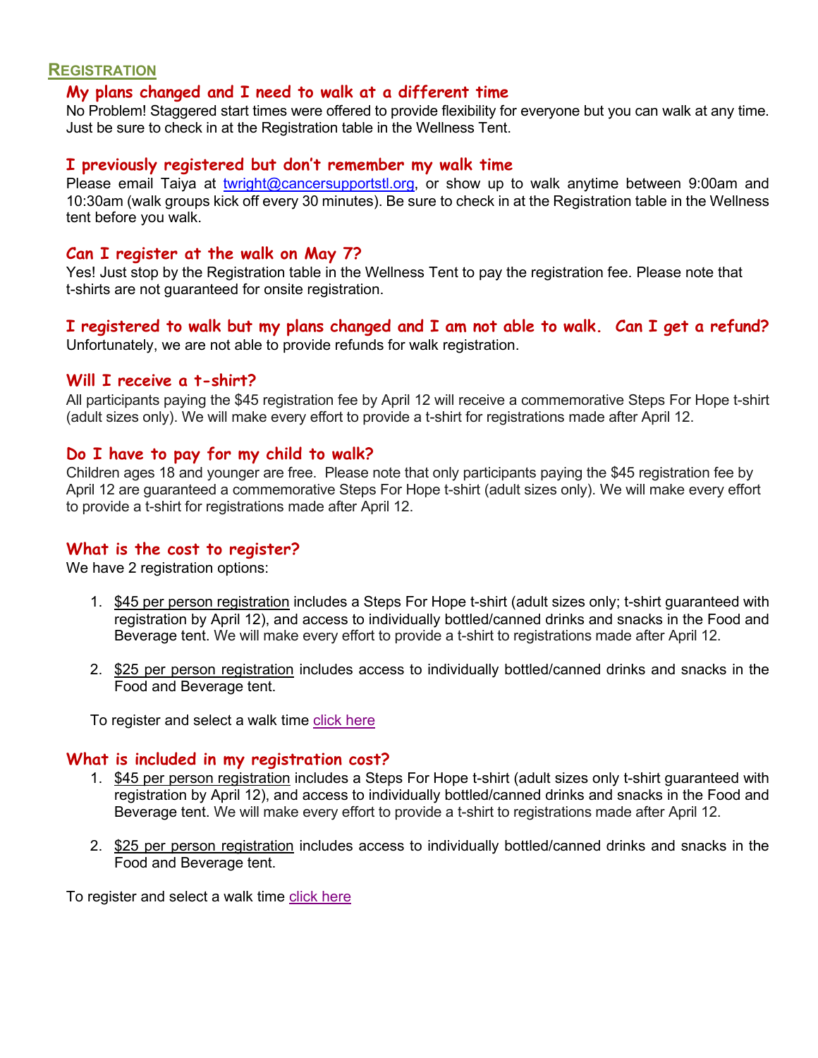## REGISTRATION

### My plans changed and I need to walk at a different time

No Problem! Staggered start times were offered to provide flexibility for everyone but you can walk at any time. Just be sure to check in at the Registration table in the Wellness Tent.

### I previously registered but don't remember my walk time

Please email Taiya at twright@cancersupportstl.org, or show up to walk anytime between 9:00am and 10:30am (walk groups kick off every 30 minutes). Be sure to check in at the Registration table in the Wellness tent before you walk.

### Can I register at the walk on May 7?

Yes! Just stop by the Registration table in the Wellness Tent to pay the registration fee. Please note that t-shirts are not guaranteed for onsite registration.

### I registered to walk but my plans changed and I am not able to walk. Can I get a refund?

Unfortunately, we are not able to provide refunds for walk registration.

### Will I receive a t-shirt?

All participants paying the $45 registration fee by April 12 will receive a commemorative Steps For Hope t-shirt (adult sizes only). We will make every effort to provide a t-shirt for registrations made after April 12.

### Do I have to pay for my child to walk?

Children ages 18 and younger are free. Please note that only participants paying the $45 registration fee by April 12 are guaranteed a commemorative Steps For Hope t-shirt (adult sizes only). We will make every effort to provide a t-shirt for registrations made after April 12.

### What is the cost to register?

We have 2 registration options:

1. $45 per person registration includes a Steps For Hope t-shirt (adult sizes only; t-shirt guaranteed with registration by April 12), and access to individually bottled/canned drinks and snacks in the Food and Beverage tent. We will make every effort to provide a t-shirt to registrations made after April 12.

2. $25 per person registration includes access to individually bottled/canned drinks and snacks in the Food and Beverage tent.

To register and select a walk time click here

### What is included in my registration cost?

1. $45 per person registration includes a Steps For Hope t-shirt (adult sizes only t-shirt guaranteed with registration by April 12), and access to individually bottled/canned drinks and snacks in the Food and Beverage tent. We will make every effort to provide a t-shirt to registrations made after April 12.

2. $25 per person registration includes access to individually bottled/canned drinks and snacks in the Food and Beverage tent.

To register and select a walk time click here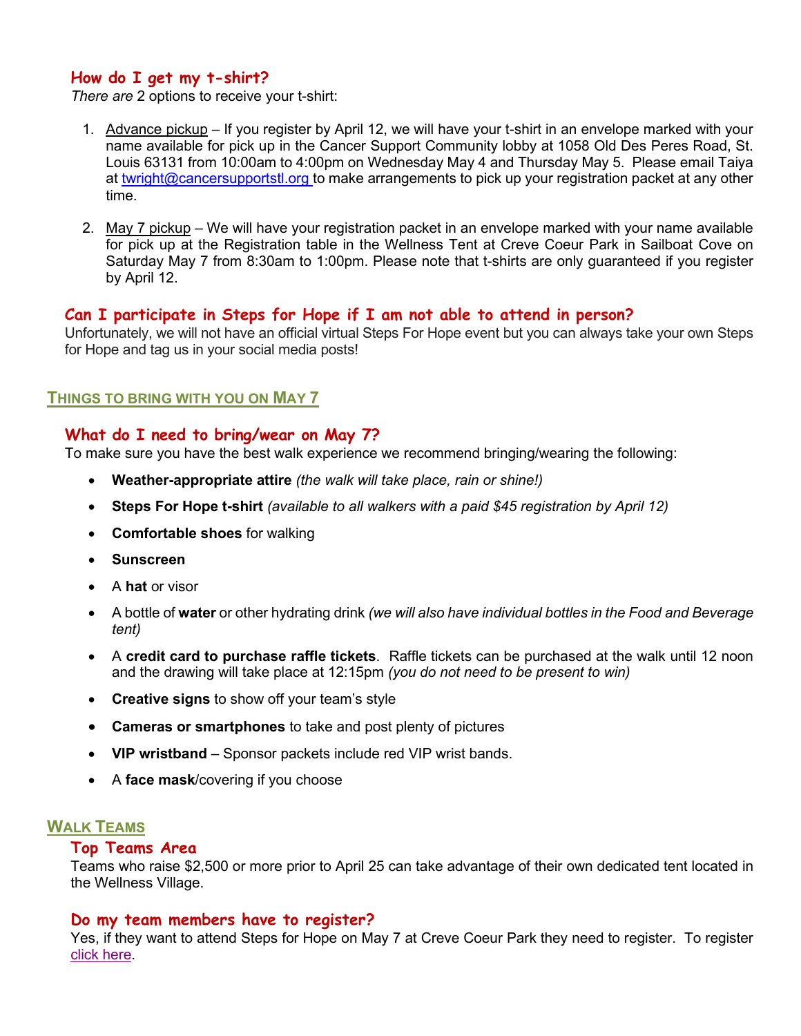### How do I get my t-shirt?

*There are* 2 options to receive your t-shirt:

1. Advance pickup – If you register by April 12, we will have your t-shirt in an envelope marked with your name available for pick up in the Cancer Support Community lobby at 1058 Old Des Peres Road, St. Louis 63131 from 10:00am to 4:00pm on Wednesday May 4 and Thursday May 5. Please email Taiya at twright@cancersupportstl.org to make arrangements to pick up your registration packet at any other time.

2. May 7 pickup – We will have your registration packet in an envelope marked with your name available for pick up at the Registration table in the Wellness Tent at Creve Coeur Park in Sailboat Cove on Saturday May 7 from 8:30am to 1:00pm. Please note that t-shirts are only guaranteed if you register by April 12.

### Can I participate in Steps for Hope if I am not able to attend in person?

Unfortunately, we will not have an official virtual Steps For Hope event but you can always take your own Steps for Hope and tag us in your social media posts!

## THINGS TO BRING WITH YOU ON MAY 7

### What do I need to bring/wear on May 7?

To make sure you have the best walk experience we recommend bringing/wearing the following:

- **Weather-appropriate attire** *(the walk will take place, rain or shine!)*
- **Steps For Hope t-shirt** *(available to all walkers with a paid $45 registration by April 12)*
- **Comfortable shoes** for walking
- **Sunscreen**
- A **hat** or visor
- A bottle of **water** or other hydrating drink *(we will also have individual bottles in the Food and Beverage tent)*
- A **credit card to purchase raffle tickets**. Raffle tickets can be purchased at the walk until 12 noon and the drawing will take place at 12:15pm *(you do not need to be present to win)*
- **Creative signs** to show off your team's style
- **Cameras or smartphones** to take and post plenty of pictures
- **VIP wristband** – Sponsor packets include red VIP wrist bands.
- A **face mask**/covering if you choose

## WALK TEAMS

### Top Teams Area

Teams who raise $2,500 or more prior to April 25 can take advantage of their own dedicated tent located in the Wellness Village.

### Do my team members have to register?

Yes, if they want to attend Steps for Hope on May 7 at Creve Coeur Park they need to register. To register click here.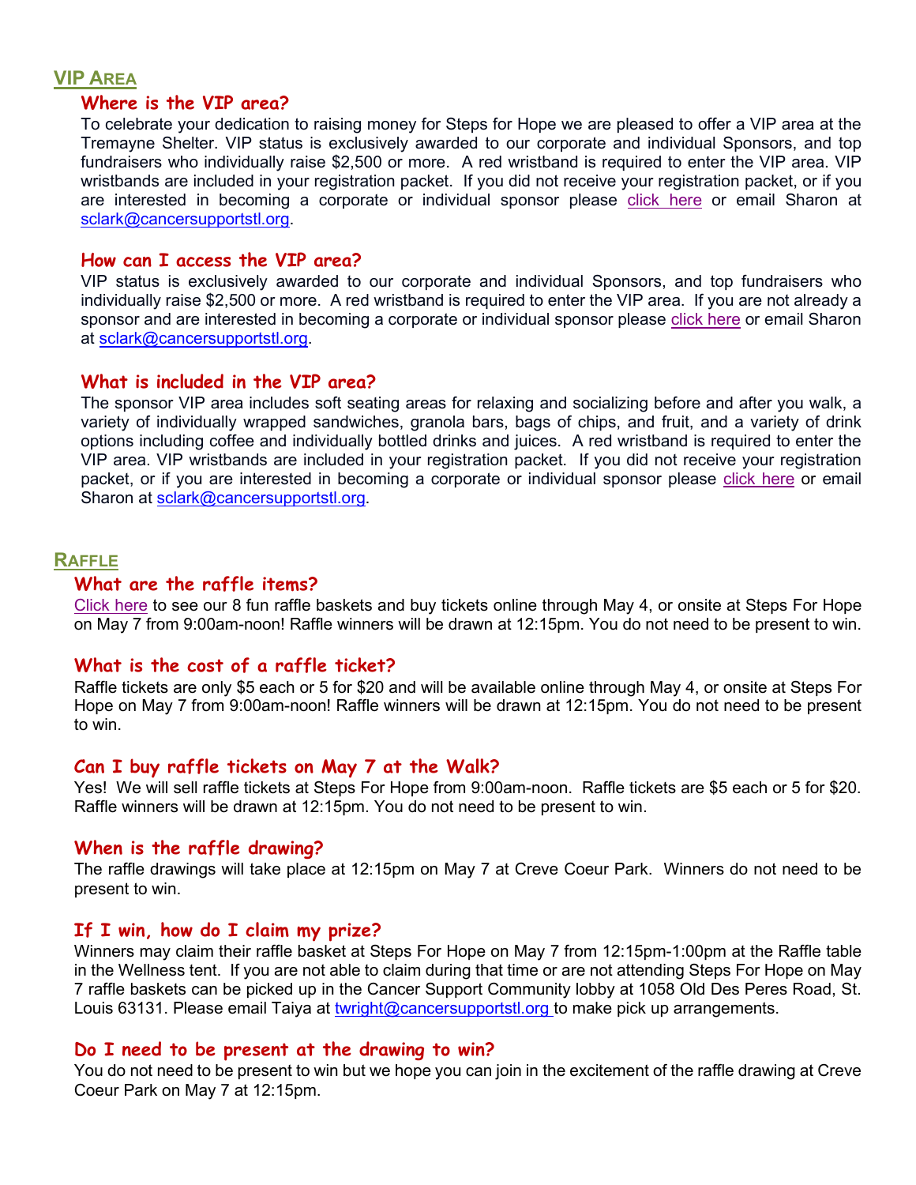## VIP Area

### Where is the VIP area?

To celebrate your dedication to raising money for Steps for Hope we are pleased to offer a VIP area at the Tremayne Shelter. VIP status is exclusively awarded to our corporate and individual Sponsors, and top fundraisers who individually raise $2,500 or more. A red wristband is required to enter the VIP area. VIP wristbands are included in your registration packet. If you did not receive your registration packet, or if you are interested in becoming a corporate or individual sponsor please click here or email Sharon at sclark@cancersupportstl.org.

### How can I access the VIP area?

VIP status is exclusively awarded to our corporate and individual Sponsors, and top fundraisers who individually raise $2,500 or more. A red wristband is required to enter the VIP area. If you are not already a sponsor and are interested in becoming a corporate or individual sponsor please click here or email Sharon at sclark@cancersupportstl.org.

### What is included in the VIP area?

The sponsor VIP area includes soft seating areas for relaxing and socializing before and after you walk, a variety of individually wrapped sandwiches, granola bars, bags of chips, and fruit, and a variety of drink options including coffee and individually bottled drinks and juices. A red wristband is required to enter the VIP area. VIP wristbands are included in your registration packet. If you did not receive your registration packet, or if you are interested in becoming a corporate or individual sponsor please click here or email Sharon at sclark@cancersupportstl.org.

## Raffle

### What are the raffle items?

Click here to see our 8 fun raffle baskets and buy tickets online through May 4, or onsite at Steps For Hope on May 7 from 9:00am-noon! Raffle winners will be drawn at 12:15pm. You do not need to be present to win.

### What is the cost of a raffle ticket?

Raffle tickets are only $5 each or 5 for $20 and will be available online through May 4, or onsite at Steps For Hope on May 7 from 9:00am-noon! Raffle winners will be drawn at 12:15pm. You do not need to be present to win.

### Can I buy raffle tickets on May 7 at the Walk?

Yes! We will sell raffle tickets at Steps For Hope from 9:00am-noon. Raffle tickets are $5 each or 5 for $20. Raffle winners will be drawn at 12:15pm. You do not need to be present to win.

### When is the raffle drawing?

The raffle drawings will take place at 12:15pm on May 7 at Creve Coeur Park. Winners do not need to be present to win.

### If I win, how do I claim my prize?

Winners may claim their raffle basket at Steps For Hope on May 7 from 12:15pm-1:00pm at the Raffle table in the Wellness tent. If you are not able to claim during that time or are not attending Steps For Hope on May 7 raffle baskets can be picked up in the Cancer Support Community lobby at 1058 Old Des Peres Road, St. Louis 63131. Please email Taiya at twright@cancersupportstl.org to make pick up arrangements.

### Do I need to be present at the drawing to win?

You do not need to be present to win but we hope you can join in the excitement of the raffle drawing at Creve Coeur Park on May 7 at 12:15pm.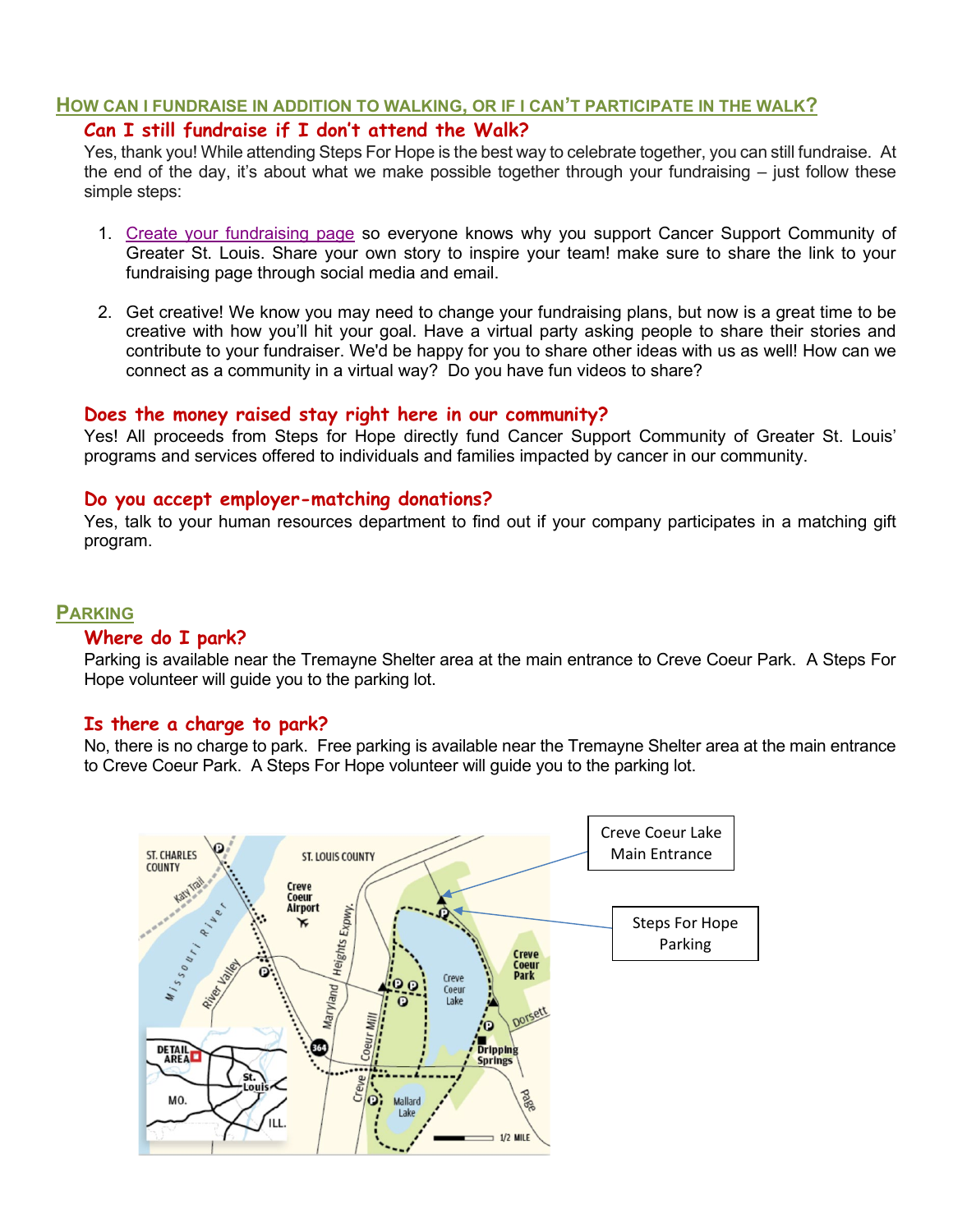## How can I fundraise in addition to walking, or if I can't participate in the walk?

### Can I still fundraise if I don't attend the Walk?

Yes, thank you! While attending Steps For Hope is the best way to celebrate together, you can still fundraise. At the end of the day, it's about what we make possible together through your fundraising – just follow these simple steps:

1. Create your fundraising page so everyone knows why you support Cancer Support Community of Greater St. Louis. Share your own story to inspire your team! make sure to share the link to your fundraising page through social media and email.

2. Get creative! We know you may need to change your fundraising plans, but now is a great time to be creative with how you'll hit your goal. Have a virtual party asking people to share their stories and contribute to your fundraiser. We'd be happy for you to share other ideas with us as well! How can we connect as a community in a virtual way? Do you have fun videos to share?

### Does the money raised stay right here in our community?

Yes! All proceeds from Steps for Hope directly fund Cancer Support Community of Greater St. Louis' programs and services offered to individuals and families impacted by cancer in our community.

### Do you accept employer-matching donations?

Yes, talk to your human resources department to find out if your company participates in a matching gift program.

## Parking

### Where do I park?

Parking is available near the Tremayne Shelter area at the main entrance to Creve Coeur Park. A Steps For Hope volunteer will guide you to the parking lot.

### Is there a charge to park?

No, there is no charge to park. Free parking is available near the Tremayne Shelter area at the main entrance to Creve Coeur Park. A Steps For Hope volunteer will guide you to the parking lot.

Creve Coeur Lake Main Entrance

Steps For Hope Parking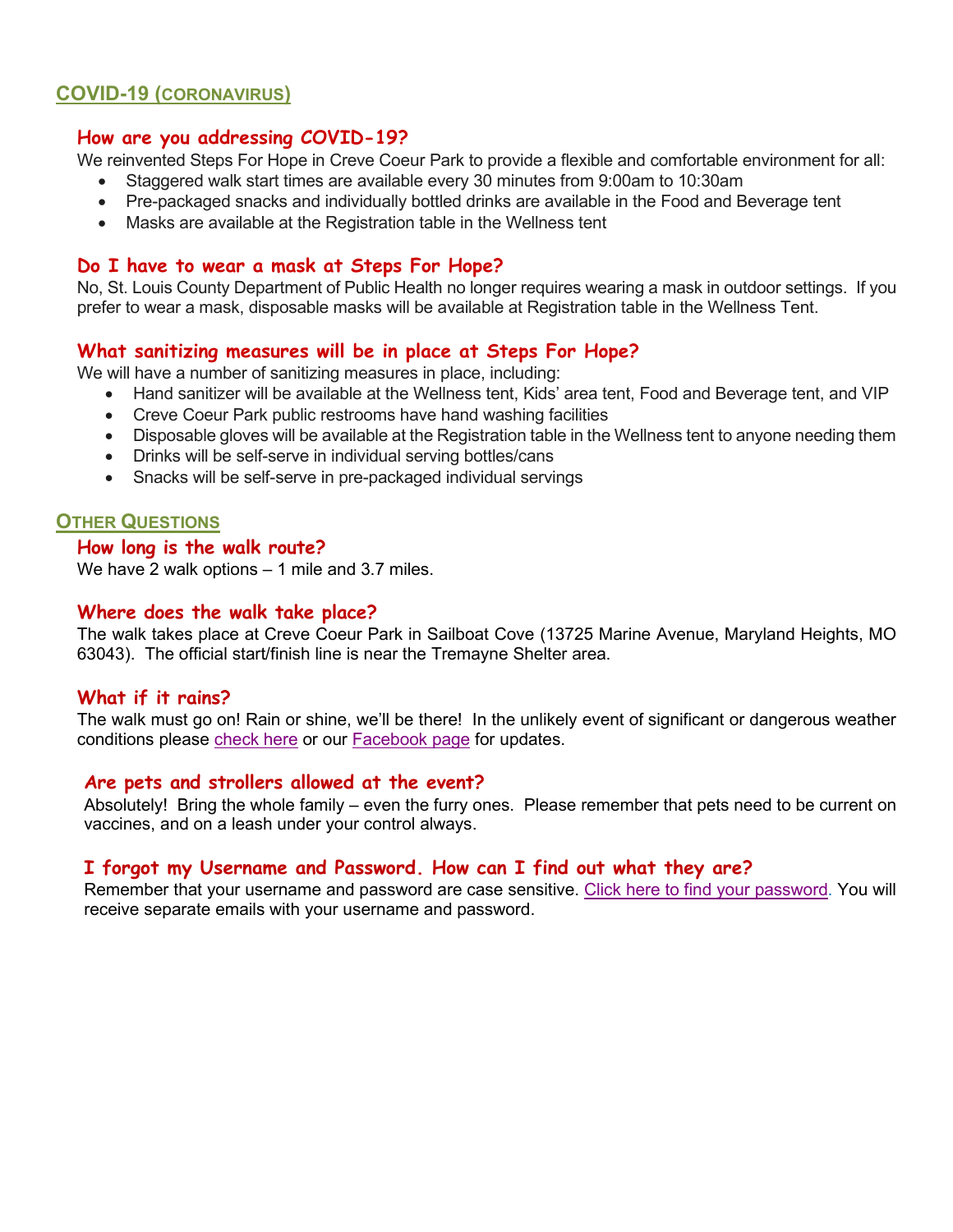## COVID-19 (CORONAVIRUS)

### How are you addressing COVID-19?

We reinvented Steps For Hope in Creve Coeur Park to provide a flexible and comfortable environment for all:

- Staggered walk start times are available every 30 minutes from 9:00am to 10:30am
- Pre-packaged snacks and individually bottled drinks are available in the Food and Beverage tent
- Masks are available at the Registration table in the Wellness tent

### Do I have to wear a mask at Steps For Hope?

No, St. Louis County Department of Public Health no longer requires wearing a mask in outdoor settings. If you prefer to wear a mask, disposable masks will be available at Registration table in the Wellness Tent.

### What sanitizing measures will be in place at Steps For Hope?

We will have a number of sanitizing measures in place, including:

- Hand sanitizer will be available at the Wellness tent, Kids' area tent, Food and Beverage tent, and VIP
- Creve Coeur Park public restrooms have hand washing facilities
- Disposable gloves will be available at the Registration table in the Wellness tent to anyone needing them
- Drinks will be self-serve in individual serving bottles/cans
- Snacks will be self-serve in pre-packaged individual servings

## OTHER QUESTIONS

### How long is the walk route?

We have 2 walk options – 1 mile and 3.7 miles.

### Where does the walk take place?

The walk takes place at Creve Coeur Park in Sailboat Cove (13725 Marine Avenue, Maryland Heights, MO 63043). The official start/finish line is near the Tremayne Shelter area.

### What if it rains?

The walk must go on! Rain or shine, we'll be there! In the unlikely event of significant or dangerous weather conditions please check here or our Facebook page for updates.

### Are pets and strollers allowed at the event?

Absolutely! Bring the whole family – even the furry ones. Please remember that pets need to be current on vaccines, and on a leash under your control always.

### I forgot my Username and Password. How can I find out what they are?

Remember that your username and password are case sensitive. Click here to find your password. You will receive separate emails with your username and password.